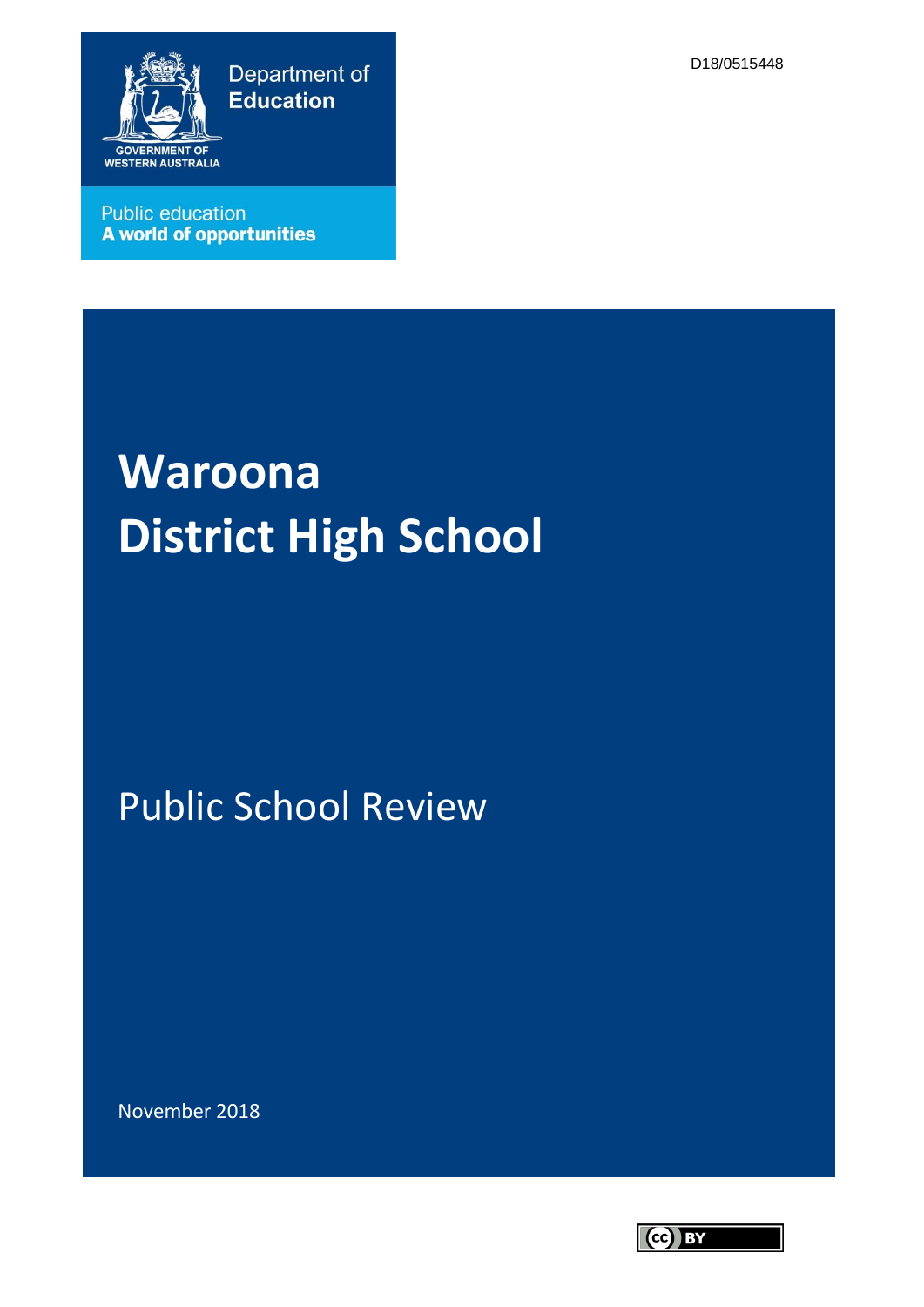D18/0515448

Department of **Education**

GOVERNMENT OF WESTERN AUSTRALIA

Public education
**A world of opportunities**

# Waroona District High School

## Public School Review

November 2018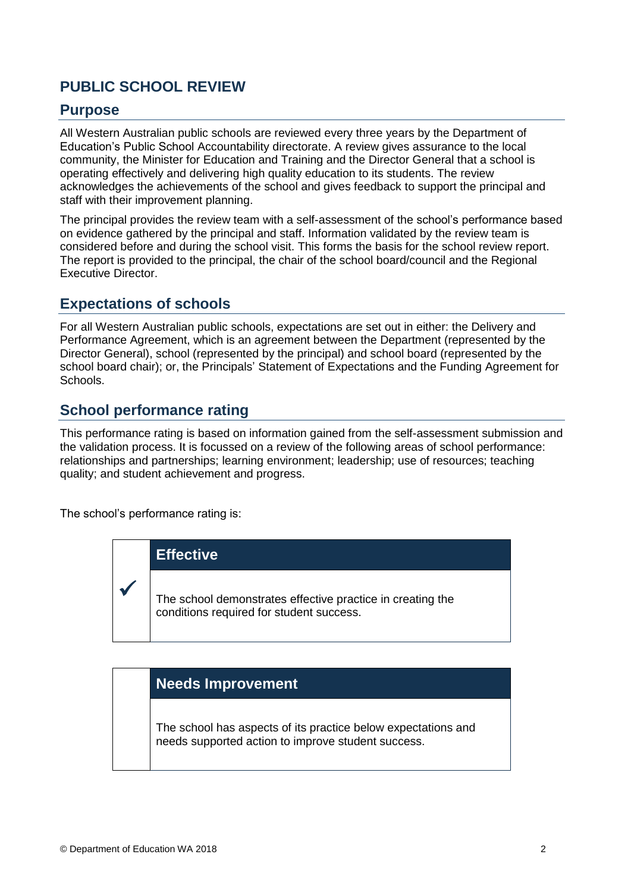## PUBLIC SCHOOL REVIEW

### Purpose

All Western Australian public schools are reviewed every three years by the Department of Education's Public School Accountability directorate. A review gives assurance to the local community, the Minister for Education and Training and the Director General that a school is operating effectively and delivering high quality education to its students. The review acknowledges the achievements of the school and gives feedback to support the principal and staff with their improvement planning.

The principal provides the review team with a self-assessment of the school's performance based on evidence gathered by the principal and staff. Information validated by the review team is considered before and during the school visit. This forms the basis for the school review report. The report is provided to the principal, the chair of the school board/council and the Regional Executive Director.

### Expectations of schools

For all Western Australian public schools, expectations are set out in either: the Delivery and Performance Agreement, which is an agreement between the Department (represented by the Director General), school (represented by the principal) and school board (represented by the school board chair); or, the Principals' Statement of Expectations and the Funding Agreement for Schools.

### School performance rating

This performance rating is based on information gained from the self-assessment submission and the validation process. It is focussed on a review of the following areas of school performance: relationships and partnerships; learning environment; leadership; use of resources; teaching quality; and student achievement and progress.

The school's performance rating is:

| | **Effective** |
|---|---|
| ✓ | The school demonstrates effective practice in creating the conditions required for student success. |

| | **Needs Improvement** |
|---|---|
| | The school has aspects of its practice below expectations and needs supported action to improve student success. |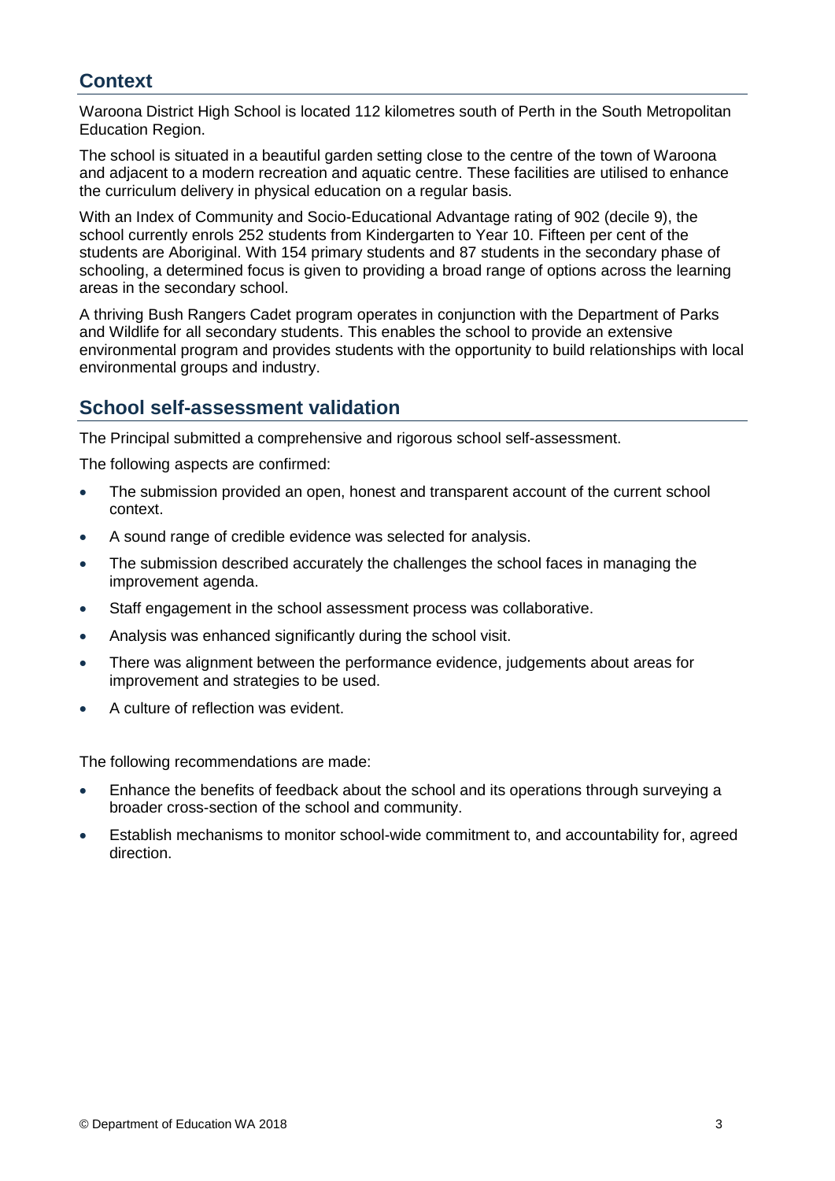## Context

Waroona District High School is located 112 kilometres south of Perth in the South Metropolitan Education Region.

The school is situated in a beautiful garden setting close to the centre of the town of Waroona and adjacent to a modern recreation and aquatic centre. These facilities are utilised to enhance the curriculum delivery in physical education on a regular basis.

With an Index of Community and Socio-Educational Advantage rating of 902 (decile 9), the school currently enrols 252 students from Kindergarten to Year 10. Fifteen per cent of the students are Aboriginal. With 154 primary students and 87 students in the secondary phase of schooling, a determined focus is given to providing a broad range of options across the learning areas in the secondary school.

A thriving Bush Rangers Cadet program operates in conjunction with the Department of Parks and Wildlife for all secondary students. This enables the school to provide an extensive environmental program and provides students with the opportunity to build relationships with local environmental groups and industry.

## School self-assessment validation

The Principal submitted a comprehensive and rigorous school self-assessment.

The following aspects are confirmed:

- The submission provided an open, honest and transparent account of the current school context.
- A sound range of credible evidence was selected for analysis.
- The submission described accurately the challenges the school faces in managing the improvement agenda.
- Staff engagement in the school assessment process was collaborative.
- Analysis was enhanced significantly during the school visit.
- There was alignment between the performance evidence, judgements about areas for improvement and strategies to be used.
- A culture of reflection was evident.

The following recommendations are made:

- Enhance the benefits of feedback about the school and its operations through surveying a broader cross-section of the school and community.
- Establish mechanisms to monitor school-wide commitment to, and accountability for, agreed direction.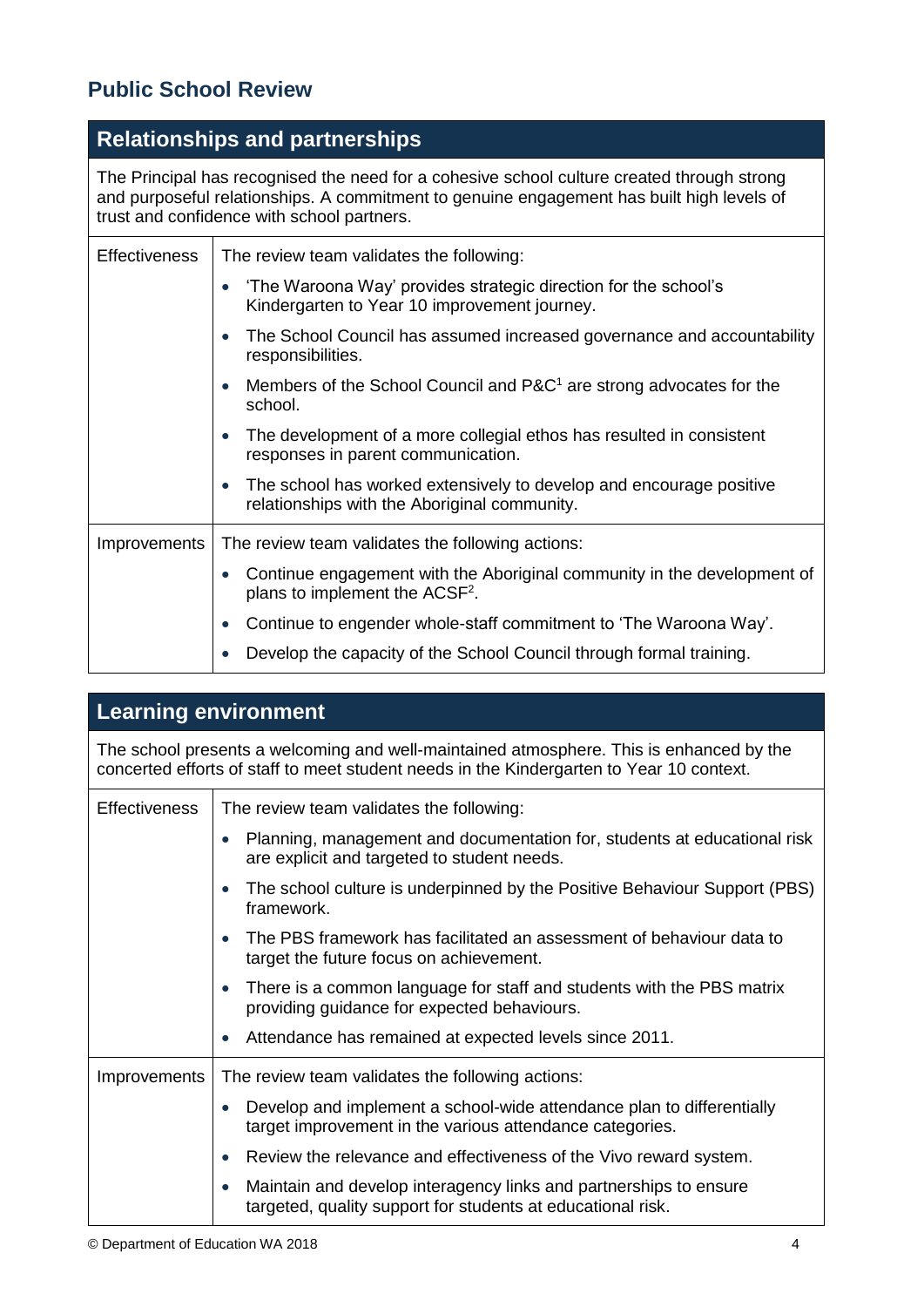## Public School Review

### Relationships and partnerships

The Principal has recognised the need for a cohesive school culture created through strong and purposeful relationships. A commitment to genuine engagement has built high levels of trust and confidence with school partners.

| | |
|---|---|
| Effectiveness | The review team validates the following:<br>• 'The Waroona Way' provides strategic direction for the school's Kindergarten to Year 10 improvement journey.<br>• The School Council has assumed increased governance and accountability responsibilities.<br>• Members of the School Council and P&C[1] are strong advocates for the school.<br>• The development of a more collegial ethos has resulted in consistent responses in parent communication.<br>• The school has worked extensively to develop and encourage positive relationships with the Aboriginal community. |
| Improvements | The review team validates the following actions:<br>• Continue engagement with the Aboriginal community in the development of plans to implement the ACSF[2].<br>• Continue to engender whole-staff commitment to 'The Waroona Way'.<br>• Develop the capacity of the School Council through formal training. |

### Learning environment

The school presents a welcoming and well-maintained atmosphere. This is enhanced by the concerted efforts of staff to meet student needs in the Kindergarten to Year 10 context.

| | |
|---|---|
| Effectiveness | The review team validates the following:<br>• Planning, management and documentation for, students at educational risk are explicit and targeted to student needs.<br>• The school culture is underpinned by the Positive Behaviour Support (PBS) framework.<br>• The PBS framework has facilitated an assessment of behaviour data to target the future focus on achievement.<br>• There is a common language for staff and students with the PBS matrix providing guidance for expected behaviours.<br>• Attendance has remained at expected levels since 2011. |
| Improvements | The review team validates the following actions:<br>• Develop and implement a school-wide attendance plan to differentially target improvement in the various attendance categories.<br>• Review the relevance and effectiveness of the Vivo reward system.<br>• Maintain and develop interagency links and partnerships to ensure targeted, quality support for students at educational risk. |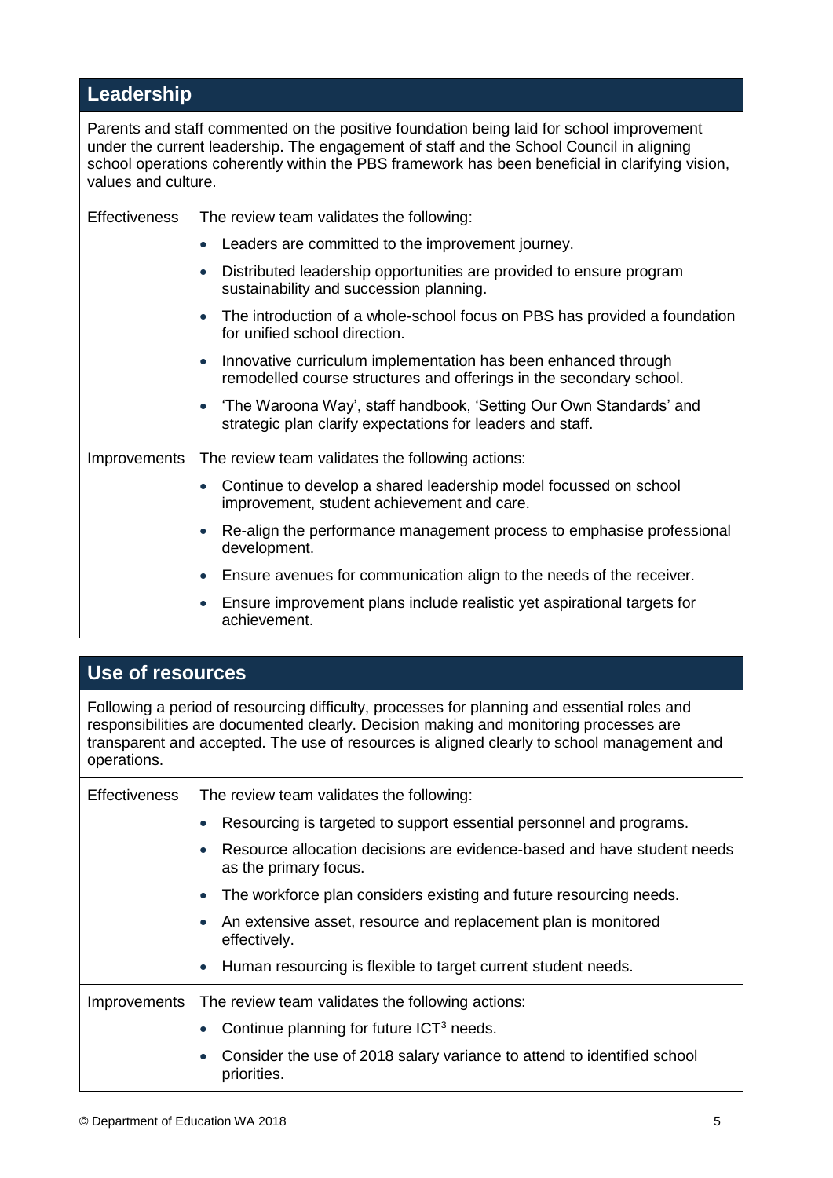## Leadership

Parents and staff commented on the positive foundation being laid for school improvement under the current leadership. The engagement of staff and the School Council in aligning school operations coherently within the PBS framework has been beneficial in clarifying vision, values and culture.

| | |
|---|---|
| Effectiveness | The review team validates the following:<br>• Leaders are committed to the improvement journey.<br>• Distributed leadership opportunities are provided to ensure program sustainability and succession planning.<br>• The introduction of a whole-school focus on PBS has provided a foundation for unified school direction.<br>• Innovative curriculum implementation has been enhanced through remodelled course structures and offerings in the secondary school.<br>• 'The Waroona Way', staff handbook, 'Setting Our Own Standards' and strategic plan clarify expectations for leaders and staff. |
| Improvements | The review team validates the following actions:<br>• Continue to develop a shared leadership model focussed on school improvement, student achievement and care.<br>• Re-align the performance management process to emphasise professional development.<br>• Ensure avenues for communication align to the needs of the receiver.<br>• Ensure improvement plans include realistic yet aspirational targets for achievement. |

## Use of resources

Following a period of resourcing difficulty, processes for planning and essential roles and responsibilities are documented clearly. Decision making and monitoring processes are transparent and accepted. The use of resources is aligned clearly to school management and operations.

| | |
|---|---|
| Effectiveness | The review team validates the following:<br>• Resourcing is targeted to support essential personnel and programs.<br>• Resource allocation decisions are evidence-based and have student needs as the primary focus.<br>• The workforce plan considers existing and future resourcing needs.<br>• An extensive asset, resource and replacement plan is monitored effectively.<br>• Human resourcing is flexible to target current student needs. |
| Improvements | The review team validates the following actions:<br>• Continue planning for future ICT[3] needs.<br>• Consider the use of 2018 salary variance to attend to identified school priorities. |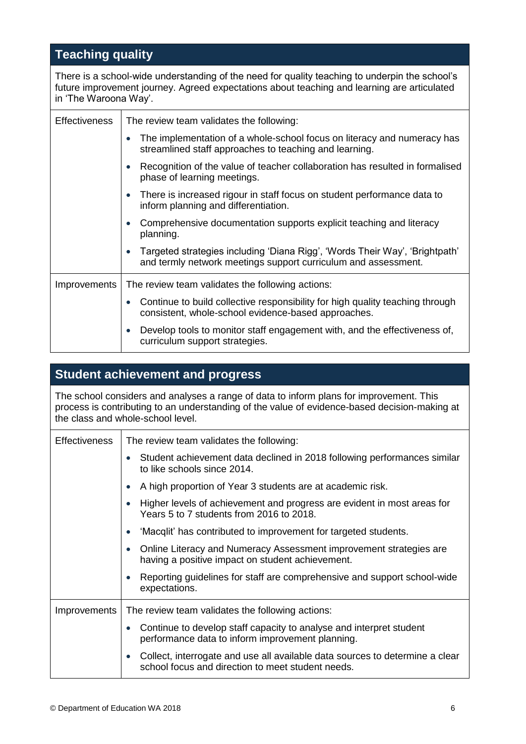## Teaching quality

There is a school-wide understanding of the need for quality teaching to underpin the school's future improvement journey. Agreed expectations about teaching and learning are articulated in 'The Waroona Way'.

| | |
|---|---|
| Effectiveness | The review team validates the following:<br>• The implementation of a whole-school focus on literacy and numeracy has streamlined staff approaches to teaching and learning.<br>• Recognition of the value of teacher collaboration has resulted in formalised phase of learning meetings.<br>• There is increased rigour in staff focus on student performance data to inform planning and differentiation.<br>• Comprehensive documentation supports explicit teaching and literacy planning.<br>• Targeted strategies including 'Diana Rigg', 'Words Their Way', 'Brightpath' and termly network meetings support curriculum and assessment. |
| Improvements | The review team validates the following actions:<br>• Continue to build collective responsibility for high quality teaching through consistent, whole-school evidence-based approaches.<br>• Develop tools to monitor staff engagement with, and the effectiveness of, curriculum support strategies. |

## Student achievement and progress

The school considers and analyses a range of data to inform plans for improvement. This process is contributing to an understanding of the value of evidence-based decision-making at the class and whole-school level.

| | |
|---|---|
| Effectiveness | The review team validates the following:<br>• Student achievement data declined in 2018 following performances similar to like schools since 2014.<br>• A high proportion of Year 3 students are at academic risk.<br>• Higher levels of achievement and progress are evident in most areas for Years 5 to 7 students from 2016 to 2018.<br>• 'Macqlit' has contributed to improvement for targeted students.<br>• Online Literacy and Numeracy Assessment improvement strategies are having a positive impact on student achievement.<br>• Reporting guidelines for staff are comprehensive and support school-wide expectations. |
| Improvements | The review team validates the following actions:<br>• Continue to develop staff capacity to analyse and interpret student performance data to inform improvement planning.<br>• Collect, interrogate and use all available data sources to determine a clear school focus and direction to meet student needs. |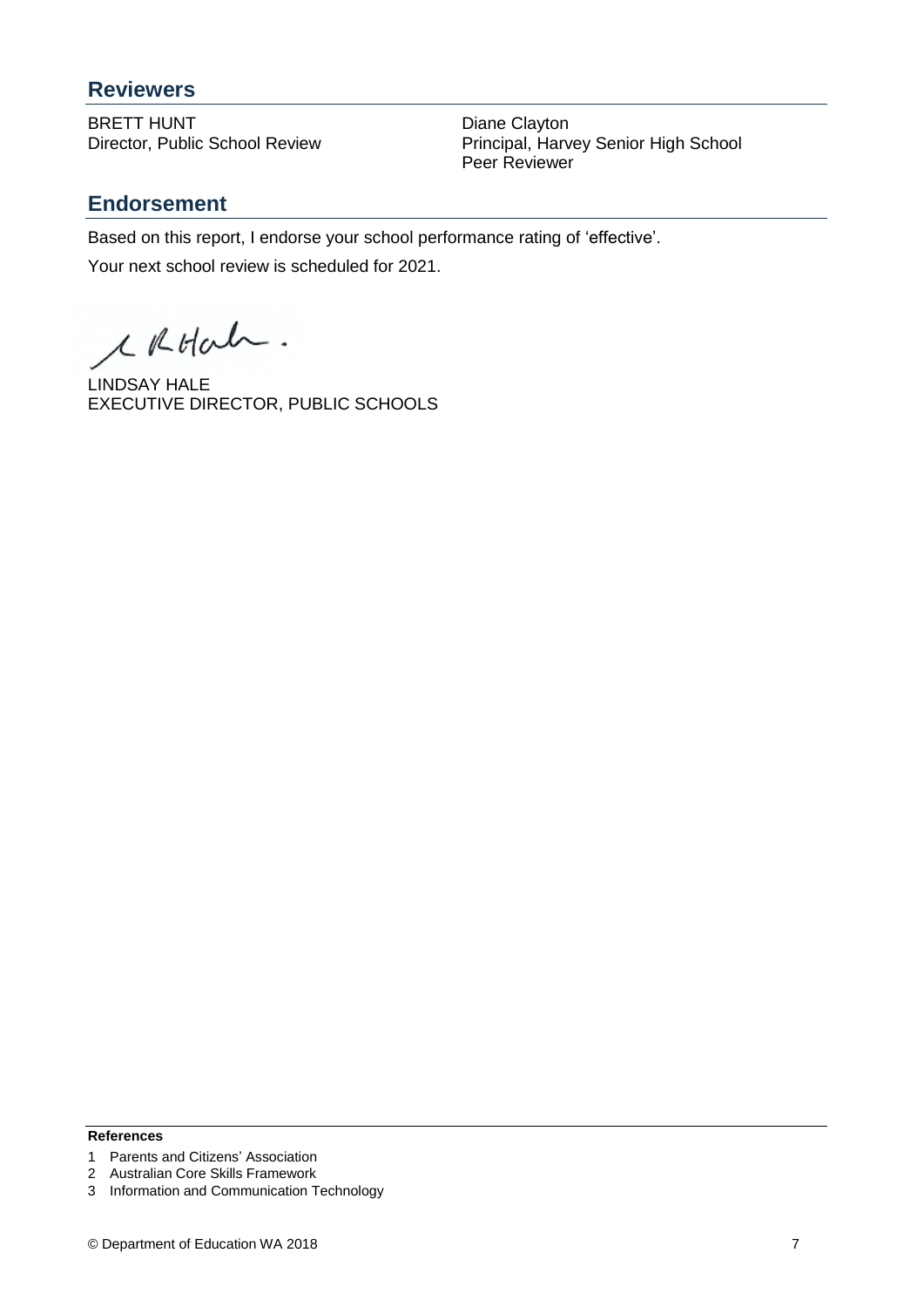## Reviewers

BRETT HUNT
Director, Public School Review

Diane Clayton
Principal, Harvey Senior High School
Peer Reviewer

## Endorsement

Based on this report, I endorse your school performance rating of 'effective'.

Your next school review is scheduled for 2021.

LINDSAY HALE
EXECUTIVE DIRECTOR, PUBLIC SCHOOLS

**References**

1 Parents and Citizens' Association
2 Australian Core Skills Framework
3 Information and Communication Technology

© Department of Education WA 2018